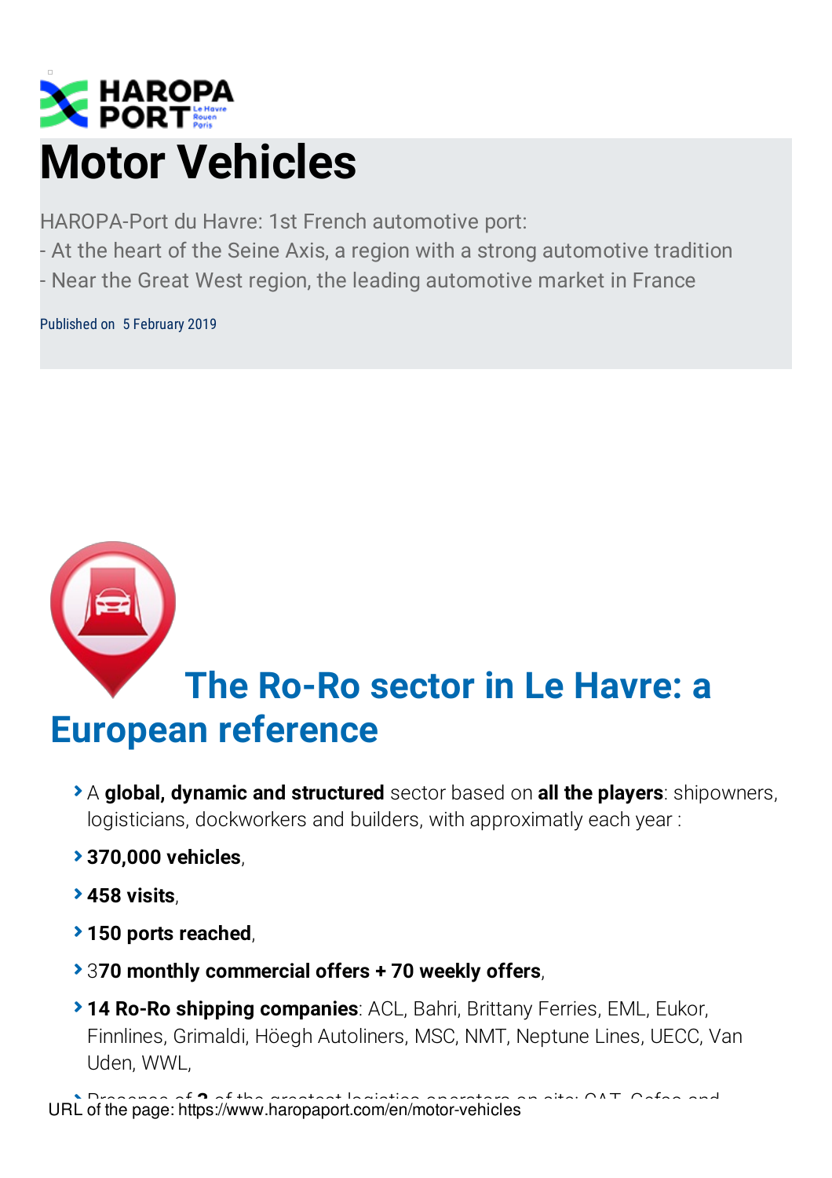# Motor Vehicles

HAROPA-Port du Havre: 1st French automotive port:
- At the heart of the Seine Axis, a region with a strong automotive tradition
- Near the Great West region, the leading automotive market in France

Published on 5 February 2019

## The Ro-Ro sector in Le Havre: a European reference

- A **global, dynamic and structured** sector based on **all the players**: shipowners, logisticians, dockworkers and builders, with approximately each year :
- **370,000 vehicles**,
- **458 visits**,
- **150 ports reached**,
- 3**70 monthly commercial offers + 70 weekly offers**,
- **14 Ro-Ro shipping companies**: ACL, Bahri, Brittany Ferries, EML, Eukor, Finnlines, Grimaldi, Höegh Autoliners, MSC, NMT, Neptune Lines, UECC, Van Uden, WWL,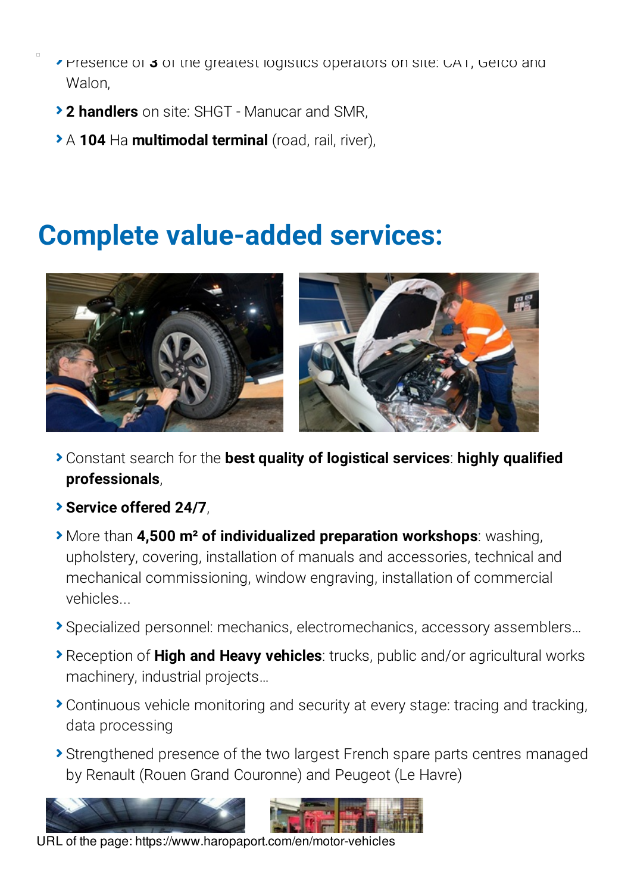- Presence of **3** of the greatest logistics operators on site: CAT, Gefco and Walon,
- **2 handlers** on site: SHGT - Manucar and SMR,
- A **104** Ha **multimodal terminal** (road, rail, river),

## Complete value-added services:

- Constant search for the **best quality of logistical services**: **highly qualified professionals**,
- **Service offered 24/7**,
- More than **4,500 m² of individualized preparation workshops**: washing, upholstery, covering, installation of manuals and accessories, technical and mechanical commissioning, window engraving, installation of commercial vehicles...
- Specialized personnel: mechanics, electromechanics, accessory assemblers…
- Reception of **High and Heavy vehicles**: trucks, public and/or agricultural works machinery, industrial projects…
- Continuous vehicle monitoring and security at every stage: tracing and tracking, data processing
- Strengthened presence of the two largest French spare parts centres managed by Renault (Rouen Grand Couronne) and Peugeot (Le Havre)

URL of the page: https://www.haropaport.com/en/motor-vehicles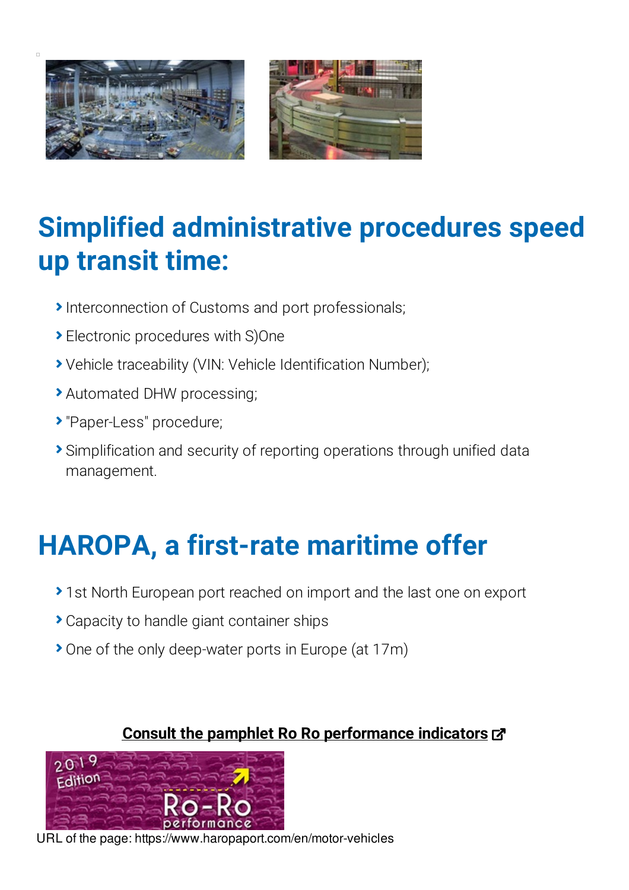## Simplified administrative procedures speed up transit time:

- Interconnection of Customs and port professionals;
- Electronic procedures with S)One
- Vehicle traceability (VIN: Vehicle Identification Number);
- Automated DHW processing;
- "Paper-Less" procedure;
- Simplification and security of reporting operations through unified data management.

## HAROPA, a first-rate maritime offer

- 1st North European port reached on import and the last one on export
- Capacity to handle giant container ships
- One of the only deep-water ports in Europe (at 17m)

**Consult the pamphlet Ro Ro performance indicators**

URL of the page: https://www.haropaport.com/en/motor-vehicles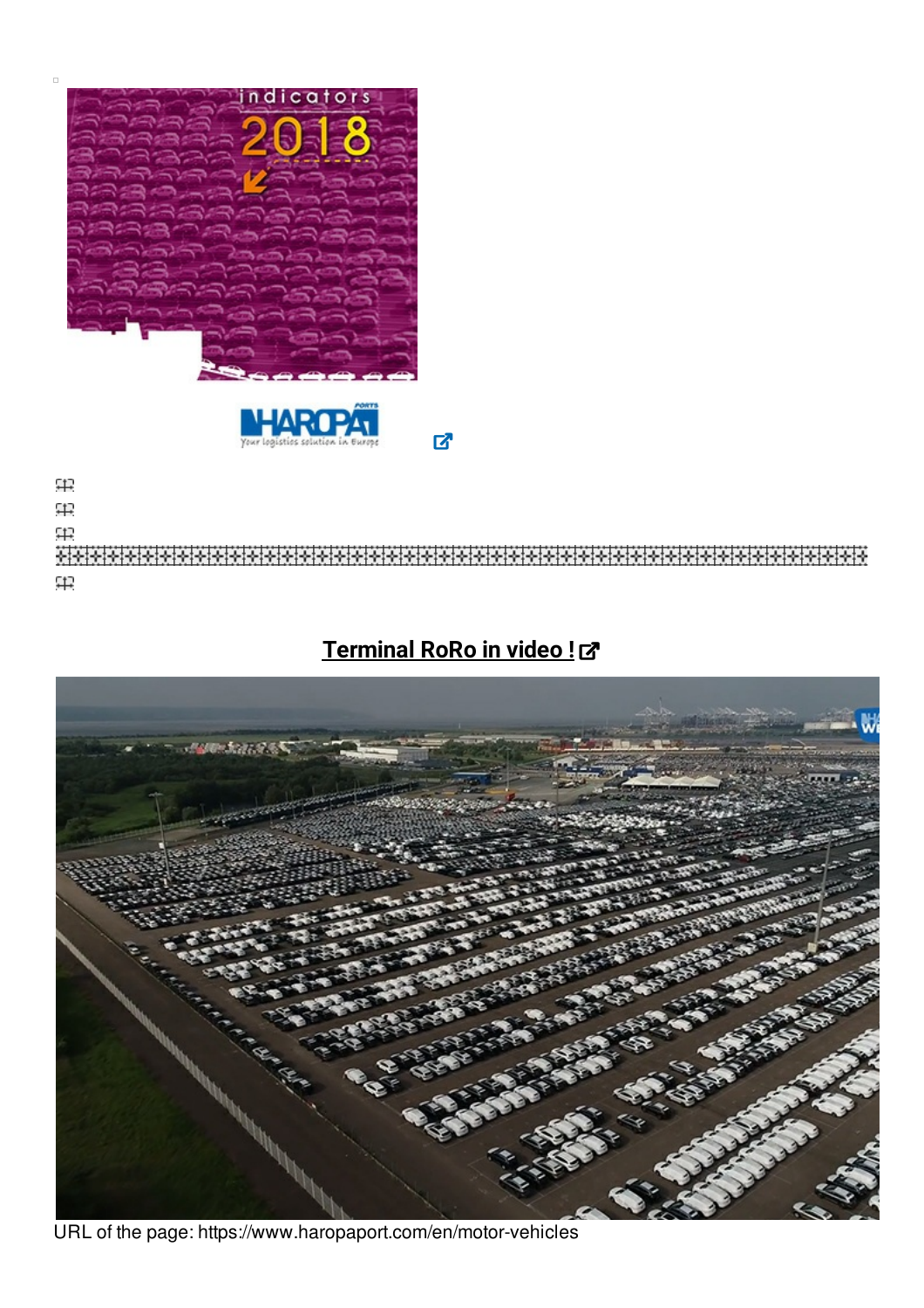## Terminal RoRo in video !

URL of the page: https://www.haropaport.com/en/motor-vehicles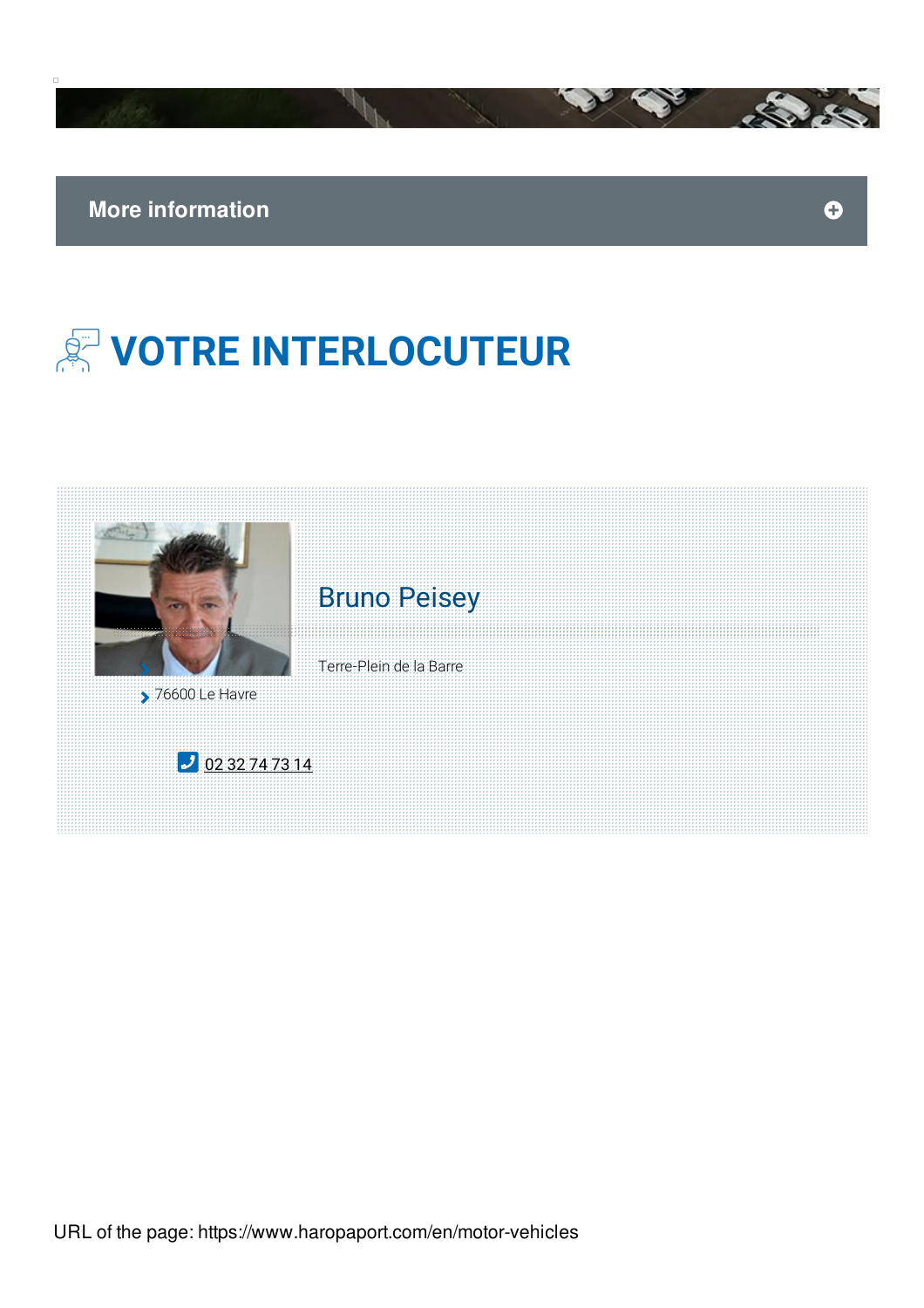More information

# VOTRE INTERLOCUTEUR

## Bruno Peisey

Terre-Plein de la Barre

76600 Le Havre

02 32 74 73 14

URL of the page: https://www.haropaport.com/en/motor-vehicles